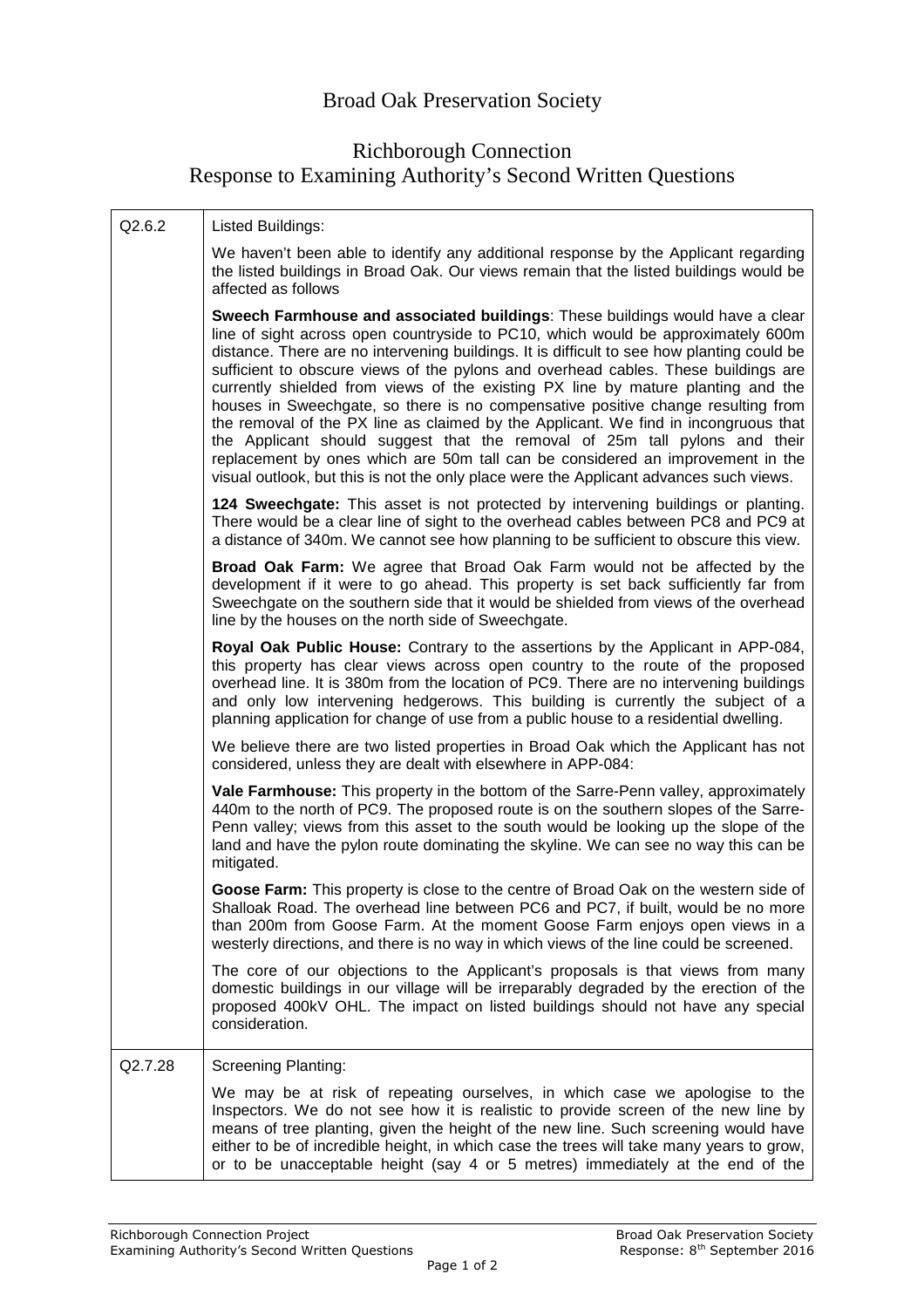# Broad Oak Preservation Society

## Richborough Connection
## Response to Examining Authority's Second Written Questions

| | |
|---|---|
| Q2.6.2 | Listed Buildings:<br><br>We haven't been able to identify any additional response by the Applicant regarding the listed buildings in Broad Oak. Our views remain that the listed buildings would be affected as follows<br><br>**Sweech Farmhouse and associated buildings**: These buildings would have a clear line of sight across open countryside to PC10, which would be approximately 600m distance. There are no intervening buildings. It is difficult to see how planting could be sufficient to obscure views of the pylons and overhead cables. These buildings are currently shielded from views of the existing PX line by mature planting and the houses in Sweechgate, so there is no compensative positive change resulting from the removal of the PX line as claimed by the Applicant. We find in incongruous that the Applicant should suggest that the removal of 25m tall pylons and their replacement by ones which are 50m tall can be considered an improvement in the visual outlook, but this is not the only place were the Applicant advances such views.<br><br>**124 Sweechgate:** This asset is not protected by intervening buildings or planting. There would be a clear line of sight to the overhead cables between PC8 and PC9 at a distance of 340m. We cannot see how planning to be sufficient to obscure this view.<br><br>**Broad Oak Farm:** We agree that Broad Oak Farm would not be affected by the development if it were to go ahead. This property is set back sufficiently far from Sweechgate on the southern side that it would be shielded from views of the overhead line by the houses on the north side of Sweechgate.<br><br>**Royal Oak Public House:** Contrary to the assertions by the Applicant in APP-084, this property has clear views across open country to the route of the proposed overhead line. It is 380m from the location of PC9. There are no intervening buildings and only low intervening hedgerows. This building is currently the subject of a planning application for change of use from a public house to a residential dwelling.<br><br>We believe there are two listed properties in Broad Oak which the Applicant has not considered, unless they are dealt with elsewhere in APP-084:<br><br>**Vale Farmhouse:** This property in the bottom of the Sarre-Penn valley, approximately 440m to the north of PC9. The proposed route is on the southern slopes of the Sarre-Penn valley; views from this asset to the south would be looking up the slope of the land and have the pylon route dominating the skyline. We can see no way this can be mitigated.<br><br>**Goose Farm:** This property is close to the centre of Broad Oak on the western side of Shalloak Road. The overhead line between PC6 and PC7, if built, would be no more than 200m from Goose Farm. At the moment Goose Farm enjoys open views in a westerly directions, and there is no way in which views of the line could be screened.<br><br>The core of our objections to the Applicant's proposals is that views from many domestic buildings in our village will be irreparably degraded by the erection of the proposed 400kV OHL. The impact on listed buildings should not have any special consideration. |
| Q2.7.28 | Screening Planting:<br><br>We may be at risk of repeating ourselves, in which case we apologise to the Inspectors. We do not see how it is realistic to provide screen of the new line by means of tree planting, given the height of the new line. Such screening would have either to be of incredible height, in which case the trees will take many years to grow, or to be unacceptable height (say 4 or 5 metres) immediately at the end of the |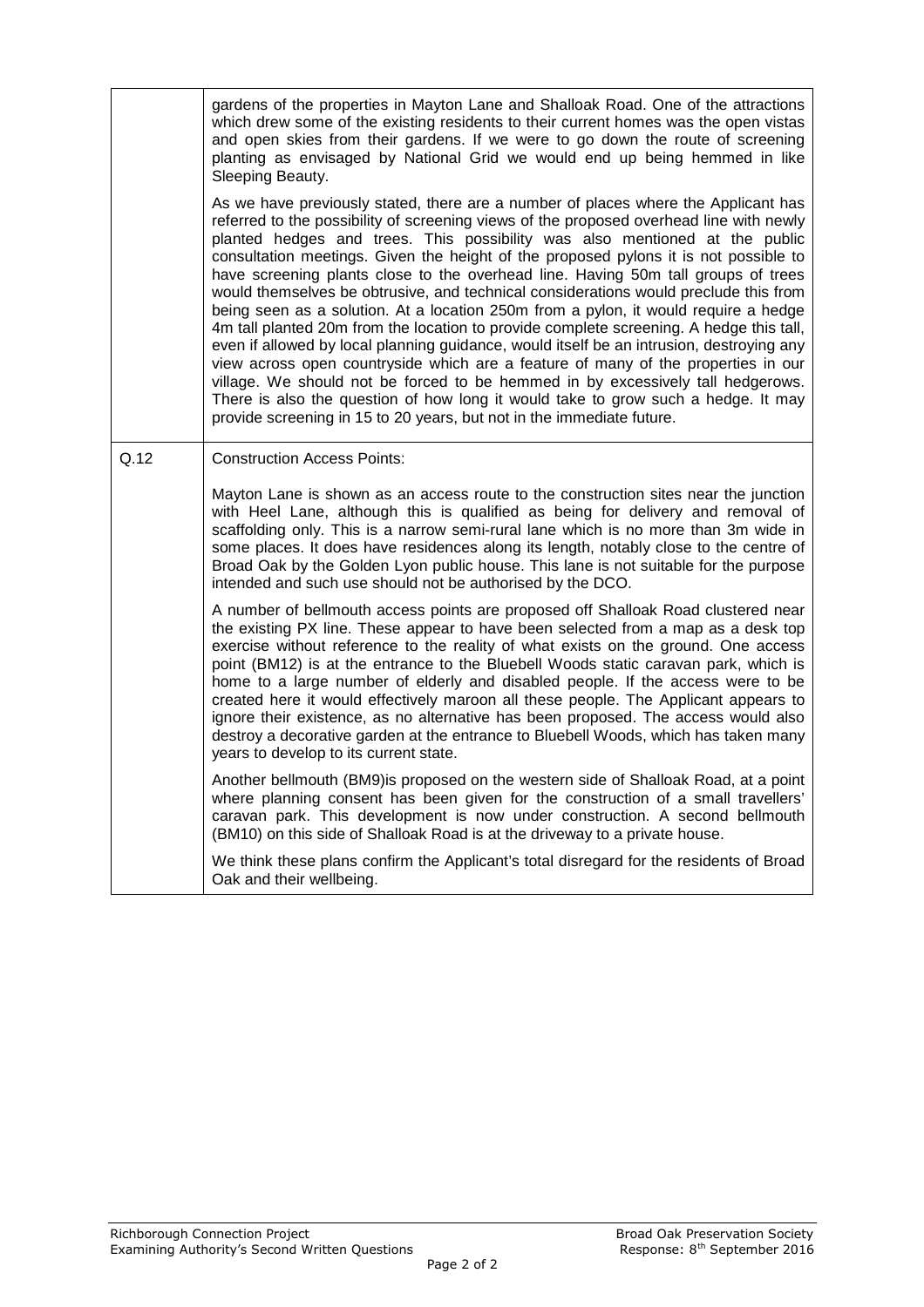| | |
|---|---|
| | gardens of the properties in Mayton Lane and Shalloak Road. One of the attractions which drew some of the existing residents to their current homes was the open vistas and open skies from their gardens. If we were to go down the route of screening planting as envisaged by National Grid we would end up being hemmed in like Sleeping Beauty.<br><br>As we have previously stated, there are a number of places where the Applicant has referred to the possibility of screening views of the proposed overhead line with newly planted hedges and trees. This possibility was also mentioned at the public consultation meetings. Given the height of the proposed pylons it is not possible to have screening plants close to the overhead line. Having 50m tall groups of trees would themselves be obtrusive, and technical considerations would preclude this from being seen as a solution. At a location 250m from a pylon, it would require a hedge 4m tall planted 20m from the location to provide complete screening. A hedge this tall, even if allowed by local planning guidance, would itself be an intrusion, destroying any view across open countryside which are a feature of many of the properties in our village. We should not be forced to be hemmed in by excessively tall hedgerows. There is also the question of how long it would take to grow such a hedge. It may provide screening in 15 to 20 years, but not in the immediate future. |
| Q.12 | Construction Access Points:<br><br>Mayton Lane is shown as an access route to the construction sites near the junction with Heel Lane, although this is qualified as being for delivery and removal of scaffolding only. This is a narrow semi-rural lane which is no more than 3m wide in some places. It does have residences along its length, notably close to the centre of Broad Oak by the Golden Lyon public house. This lane is not suitable for the purpose intended and such use should not be authorised by the DCO.<br><br>A number of bellmouth access points are proposed off Shalloak Road clustered near the existing PX line. These appear to have been selected from a map as a desk top exercise without reference to the reality of what exists on the ground. One access point (BM12) is at the entrance to the Bluebell Woods static caravan park, which is home to a large number of elderly and disabled people. If the access were to be created here it would effectively maroon all these people. The Applicant appears to ignore their existence, as no alternative has been proposed. The access would also destroy a decorative garden at the entrance to Bluebell Woods, which has taken many years to develop to its current state.<br><br>Another bellmouth (BM9)is proposed on the western side of Shalloak Road, at a point where planning consent has been given for the construction of a small travellers' caravan park. This development is now under construction. A second bellmouth (BM10) on this side of Shalloak Road is at the driveway to a private house.<br><br>We think these plans confirm the Applicant's total disregard for the residents of Broad Oak and their wellbeing. |